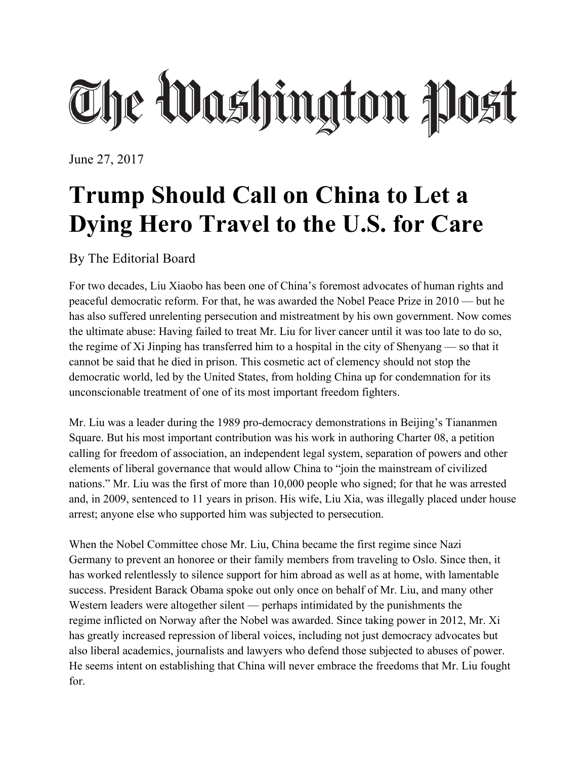# The Washington Post

June 27, 2017

# Trump Should Call on China to Let a Dying Hero Travel to the U.S. for Care

By The Editorial Board

For two decades, Liu Xiaobo has been one of China's foremost advocates of human rights and peaceful democratic reform. For that, he was awarded the Nobel Peace Prize in 2010 — but he has also suffered unrelenting persecution and mistreatment by his own government. Now comes the ultimate abuse: Having failed to treat Mr. Liu for liver cancer until it was too late to do so, the regime of Xi Jinping has transferred him to a hospital in the city of Shenyang — so that it cannot be said that he died in prison. This cosmetic act of clemency should not stop the democratic world, led by the United States, from holding China up for condemnation for its unconscionable treatment of one of its most important freedom fighters.

Mr. Liu was a leader during the 1989 pro-democracy demonstrations in Beijing's Tiananmen Square. But his most important contribution was his work in authoring Charter 08, a petition calling for freedom of association, an independent legal system, separation of powers and other elements of liberal governance that would allow China to "join the mainstream of civilized nations." Mr. Liu was the first of more than 10,000 people who signed; for that he was arrested and, in 2009, sentenced to 11 years in prison. His wife, Liu Xia, was illegally placed under house arrest; anyone else who supported him was subjected to persecution.

When the Nobel Committee chose Mr. Liu, China became the first regime since Nazi Germany to prevent an honoree or their family members from traveling to Oslo. Since then, it has worked relentlessly to silence support for him abroad as well as at home, with lamentable success. President Barack Obama spoke out only once on behalf of Mr. Liu, and many other Western leaders were altogether silent — perhaps intimidated by the punishments the regime inflicted on Norway after the Nobel was awarded. Since taking power in 2012, Mr. Xi has greatly increased repression of liberal voices, including not just democracy advocates but also liberal academics, journalists and lawyers who defend those subjected to abuses of power. He seems intent on establishing that China will never embrace the freedoms that Mr. Liu fought for.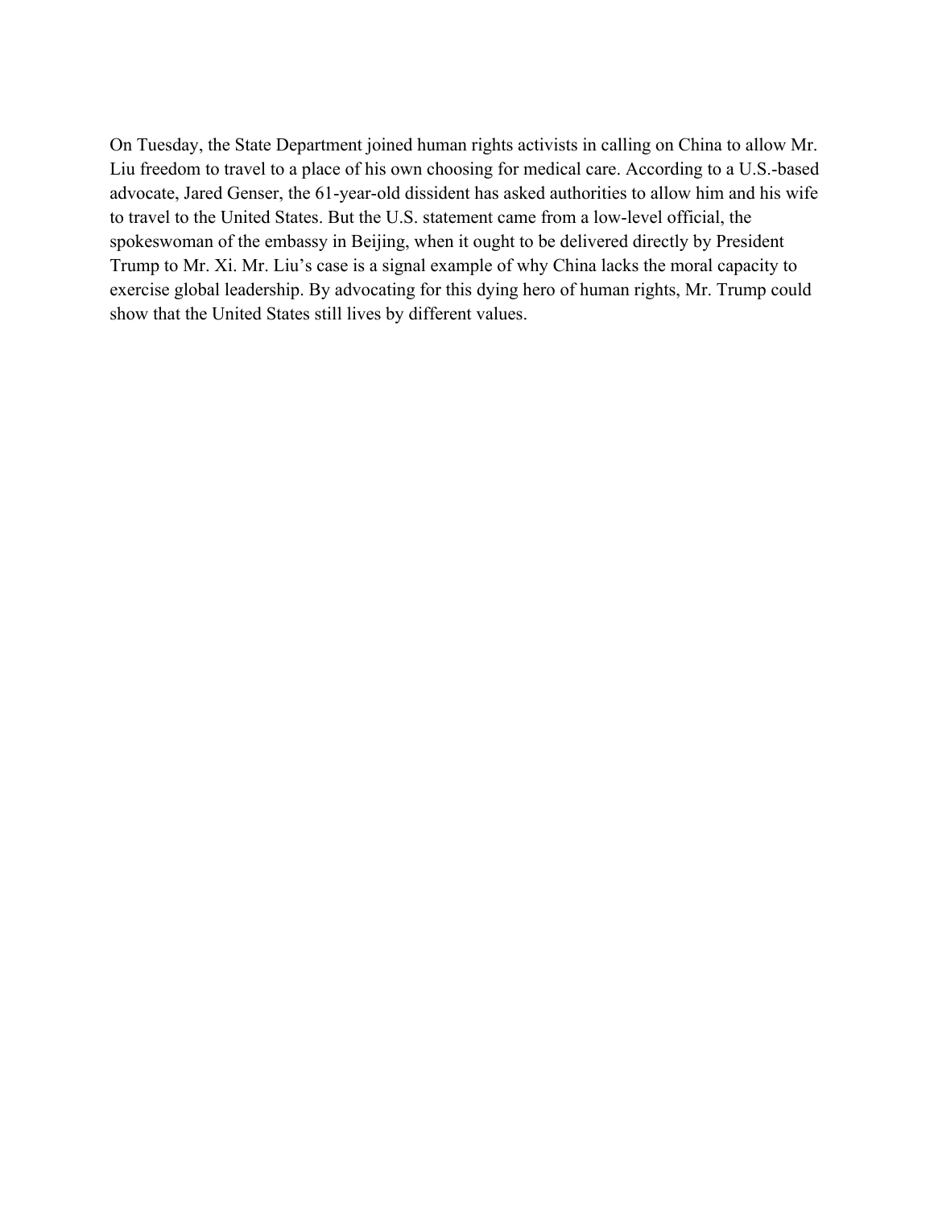On Tuesday, the State Department joined human rights activists in calling on China to allow Mr. Liu freedom to travel to a place of his own choosing for medical care. According to a U.S.-based advocate, Jared Genser, the 61-year-old dissident has asked authorities to allow him and his wife to travel to the United States. But the U.S. statement came from a low-level official, the spokeswoman of the embassy in Beijing, when it ought to be delivered directly by President Trump to Mr. Xi. Mr. Liu's case is a signal example of why China lacks the moral capacity to exercise global leadership. By advocating for this dying hero of human rights, Mr. Trump could show that the United States still lives by different values.